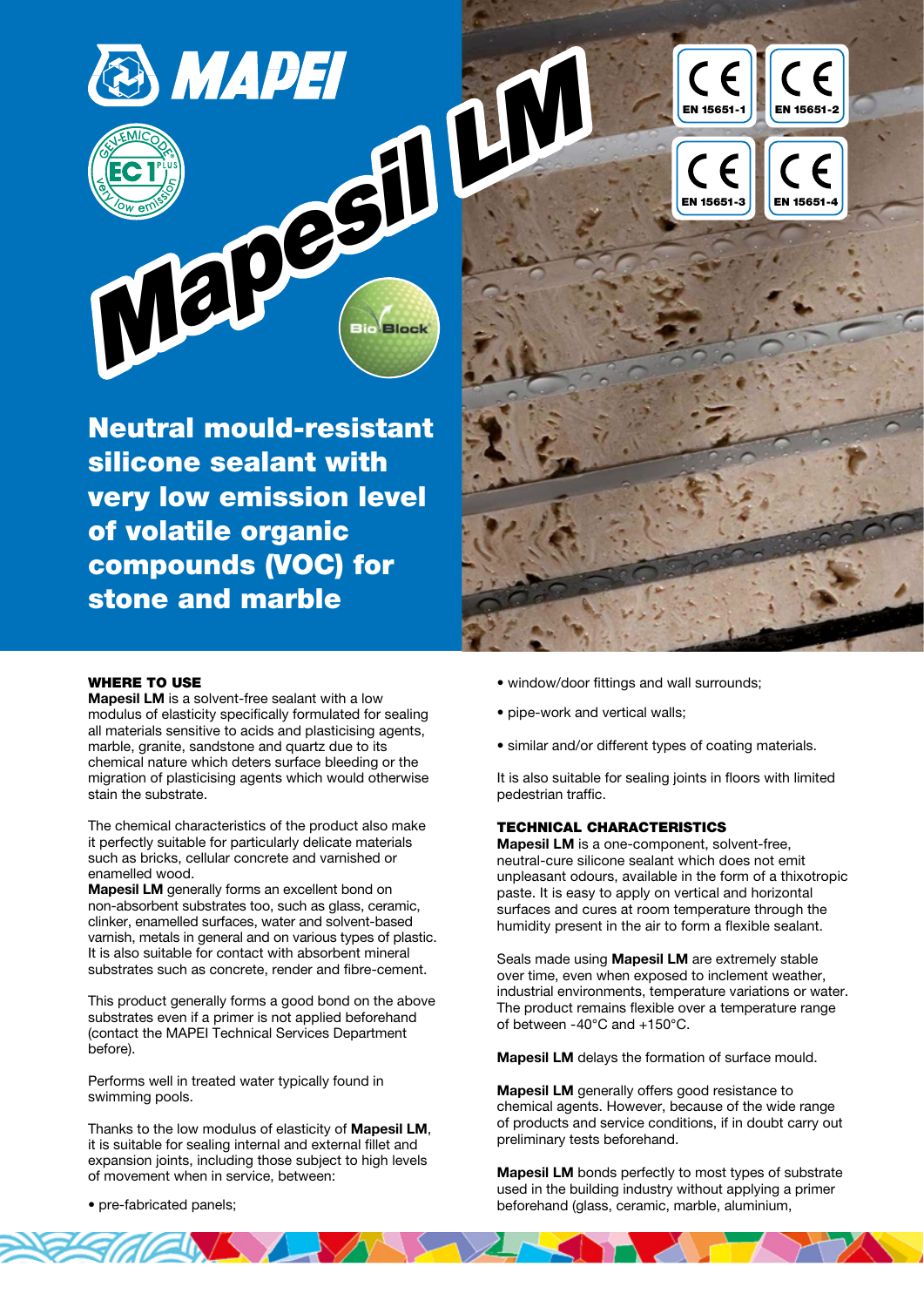# Mapesil LM

EN 15651-1 | EN 15651-2 | EN 15651-3 | EN 15651-4

## Neutral mould-resistant silicone sealant with very low emission level of volatile organic compounds (VOC) for stone and marble

### WHERE TO USE

**Mapesil LM** is a solvent-free sealant with a low modulus of elasticity specifically formulated for sealing all materials sensitive to acids and plasticising agents, marble, granite, sandstone and quartz due to its chemical nature which deters surface bleeding or the migration of plasticising agents which would otherwise stain the substrate.

The chemical characteristics of the product also make it perfectly suitable for particularly delicate materials such as bricks, cellular concrete and varnished or enamelled wood.
**Mapesil LM** generally forms an excellent bond on non-absorbent substrates too, such as glass, ceramic, clinker, enamelled surfaces, water and solvent-based varnish, metals in general and on various types of plastic. It is also suitable for contact with absorbent mineral substrates such as concrete, render and fibre-cement.

This product generally forms a good bond on the above substrates even if a primer is not applied beforehand (contact the MAPEI Technical Services Department before).

Performs well in treated water typically found in swimming pools.

Thanks to the low modulus of elasticity of **Mapesil LM**, it is suitable for sealing internal and external fillet and expansion joints, including those subject to high levels of movement when in service, between:

- pre-fabricated panels;
- window/door fittings and wall surrounds;
- pipe-work and vertical walls;
- similar and/or different types of coating materials.

It is also suitable for sealing joints in floors with limited pedestrian traffic.

### TECHNICAL CHARACTERISTICS

**Mapesil LM** is a one-component, solvent-free, neutral-cure silicone sealant which does not emit unpleasant odours, available in the form of a thixotropic paste. It is easy to apply on vertical and horizontal surfaces and cures at room temperature through the humidity present in the air to form a flexible sealant.

Seals made using **Mapesil LM** are extremely stable over time, even when exposed to inclement weather, industrial environments, temperature variations or water. The product remains flexible over a temperature range of between -40°C and +150°C.

**Mapesil LM** delays the formation of surface mould.

**Mapesil LM** generally offers good resistance to chemical agents. However, because of the wide range of products and service conditions, if in doubt carry out preliminary tests beforehand.

**Mapesil LM** bonds perfectly to most types of substrate used in the building industry without applying a primer beforehand (glass, ceramic, marble, aluminium,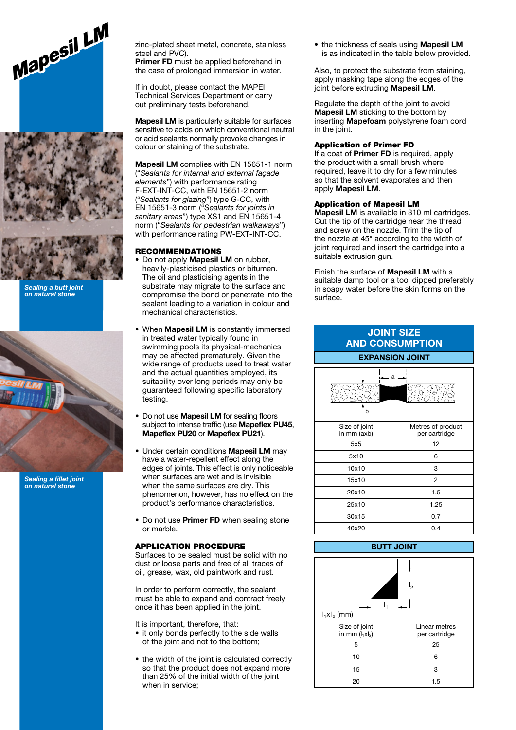zinc-plated sheet metal, concrete, stainless steel and PVC).
**Primer FD** must be applied beforehand in the case of prolonged immersion in water.

If in doubt, please contact the MAPEI Technical Services Department or carry out preliminary tests beforehand.

**Mapesil LM** is particularly suitable for surfaces sensitive to acids on which conventional neutral or acid sealants normally provoke changes in colour or staining of the substrate.

**Mapesil LM** complies with EN 15651-1 norm (“*Sealants for internal and external façade elements*”) with performance rating F-EXT-INT-CC, with EN 15651-2 norm (“*Sealants for glazing*”) type G-CC, with EN 15651-3 norm (“*Sealants for joints in sanitary areas*”) type XS1 and EN 15651-4 norm (“*Sealants for pedestrian walkaways*”) with performance rating PW-EXT-INT-CC.

*Sealing a butt joint on natural stone*

*Sealing a fillet joint on natural stone*

## RECOMMENDATIONS

- Do not apply **Mapesil LM** on rubber, heavily-plasticised plastics or bitumen. The oil and plasticising agents in the substrate may migrate to the surface and compromise the bond or penetrate into the sealant leading to a variation in colour and mechanical characteristics.
- When **Mapesil LM** is constantly immersed in treated water typically found in swimming pools its physical-mechanics may be affected prematurely. Given the wide range of products used to treat water and the actual quantities employed, its suitability over long periods may only be guaranteed following specific laboratory testing.
- Do not use **Mapesil LM** for sealing floors subject to intense traffic (use **Mapeflex PU45**, **Mapeflex PU20** or **Mapeflex PU21**).
- Under certain conditions **Mapesil LM** may have a water-repellent effect along the edges of joints. This effect is only noticeable when surfaces are wet and is invisible when the same surfaces are dry. This phenomenon, however, has no effect on the product’s performance characteristics.
- Do not use **Primer FD** when sealing stone or marble.

## APPLICATION PROCEDURE

Surfaces to be sealed must be solid with no dust or loose parts and free of all traces of oil, grease, wax, old paintwork and rust.

In order to perform correctly, the sealant must be able to expand and contract freely once it has been applied in the joint.

It is important, therefore, that:

- it only bonds perfectly to the side walls of the joint and not to the bottom;
- the width of the joint is calculated correctly so that the product does not expand more than 25% of the initial width of the joint when in service;
- the thickness of seals using **Mapesil LM** is as indicated in the table below provided.

Also, to protect the substrate from staining, apply masking tape along the edges of the joint before extruding **Mapesil LM**.

Regulate the depth of the joint to avoid **Mapesil LM** sticking to the bottom by inserting **Mapefoam** polystyrene foam cord in the joint.

### Application of Primer FD

If a coat of **Primer FD** is required, apply the product with a small brush where required, leave it to dry for a few minutes so that the solvent evaporates and then apply **Mapesil LM**.

### Application of Mapesil LM

**Mapesil LM** is available in 310 ml cartridges. Cut the tip of the cartridge near the thread and screw on the nozzle. Trim the tip of the nozzle at 45° according to the width of joint required and insert the cartridge into a suitable extrusion gun.

Finish the surface of **Mapesil LM** with a suitable damp tool or a tool dipped preferably in soapy water before the skin forms on the surface.

## JOINT SIZE AND CONSUMPTION

### EXPANSION JOINT

| Size of joint in mm (axb) | Metres of product per cartridge |
|---|---|
| 5x5 | 12 |
| 5x10 | 6 |
| 10x10 | 3 |
| 15x10 | 2 |
| 20x10 | 1.5 |
| 25x10 | 1.25 |
| 30x15 | 0.7 |
| 40x20 | 0.4 |

### BUTT JOINT

$l_1 x l_2$ (mm)

| Size of joint in mm ($l_1 x l_2$) | Linear metres per cartridge |
|---|---|
| 5 | 25 |
| 10 | 6 |
| 15 | 3 |
| 20 | 1.5 |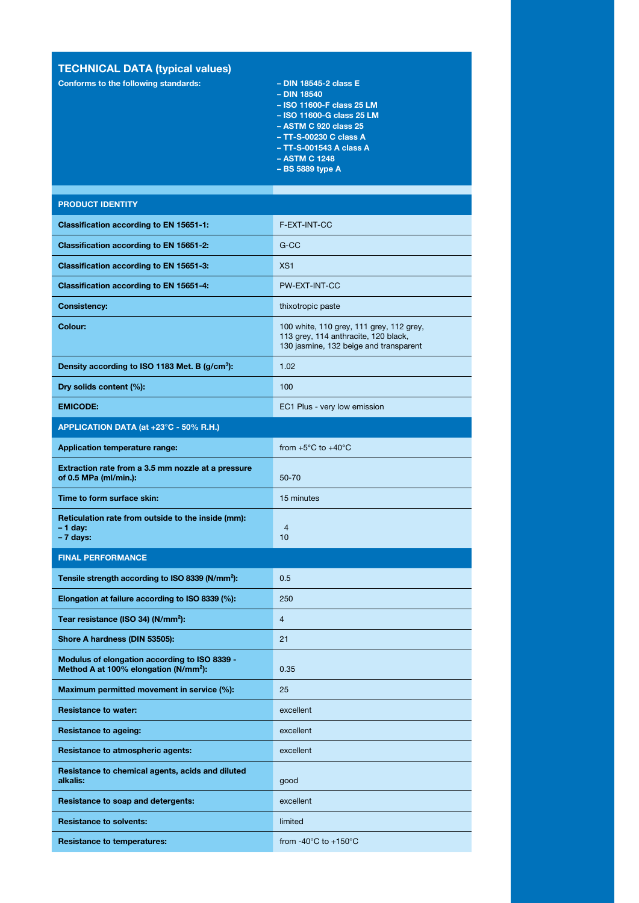## TECHNICAL DATA (typical values)

**Conforms to the following standards:**

- DIN 18545-2 class E
- DIN 18540
- ISO 11600-F class 25 LM
- ISO 11600-G class 25 LM
- ASTM C 920 class 25
- TT-S-00230 C class A
- TT-S-001543 A class A
- ASTM C 1248
- BS 5889 type A

| **PRODUCT IDENTITY** | |
|---|---|
| **Classification according to EN 15651-1:** | F-EXT-INT-CC |
| **Classification according to EN 15651-2:** | G-CC |
| **Classification according to EN 15651-3:** | XS1 |
| **Classification according to EN 15651-4:** | PW-EXT-INT-CC |
| **Consistency:** | thixotropic paste |
| **Colour:** | 100 white, 110 grey, 111 grey, 112 grey, 113 grey, 114 anthracite, 120 black, 130 jasmine, 132 beige and transparent |
| **Density according to ISO 1183 Met. B (g/cm³):** | 1.02 |
| **Dry solids content (%):** | 100 |
| **EMICODE:** | EC1 Plus - very low emission |
| **APPLICATION DATA (at +23°C - 50% R.H.)** | |
| **Application temperature range:** | from +5°C to +40°C |
| **Extraction rate from a 3.5 mm nozzle at a pressure of 0.5 MPa (ml/min.):** | 50-70 |
| **Time to form surface skin:** | 15 minutes |
| **Reticulation rate from outside to the inside (mm):**<br>**– 1 day:**<br>**– 7 days:** | <br>4<br>10 |
| **FINAL PERFORMANCE** | |
| **Tensile strength according to ISO 8339 (N/mm²):** | 0.5 |
| **Elongation at failure according to ISO 8339 (%):** | 250 |
| **Tear resistance (ISO 34) (N/mm²):** | 4 |
| **Shore A hardness (DIN 53505):** | 21 |
| **Modulus of elongation according to ISO 8339 - Method A at 100% elongation (N/mm²):** | 0.35 |
| **Maximum permitted movement in service (%):** | 25 |
| **Resistance to water:** | excellent |
| **Resistance to ageing:** | excellent |
| **Resistance to atmospheric agents:** | excellent |
| **Resistance to chemical agents, acids and diluted alkalis:** | good |
| **Resistance to soap and detergents:** | excellent |
| **Resistance to solvents:** | limited |
| **Resistance to temperatures:** | from -40°C to +150°C |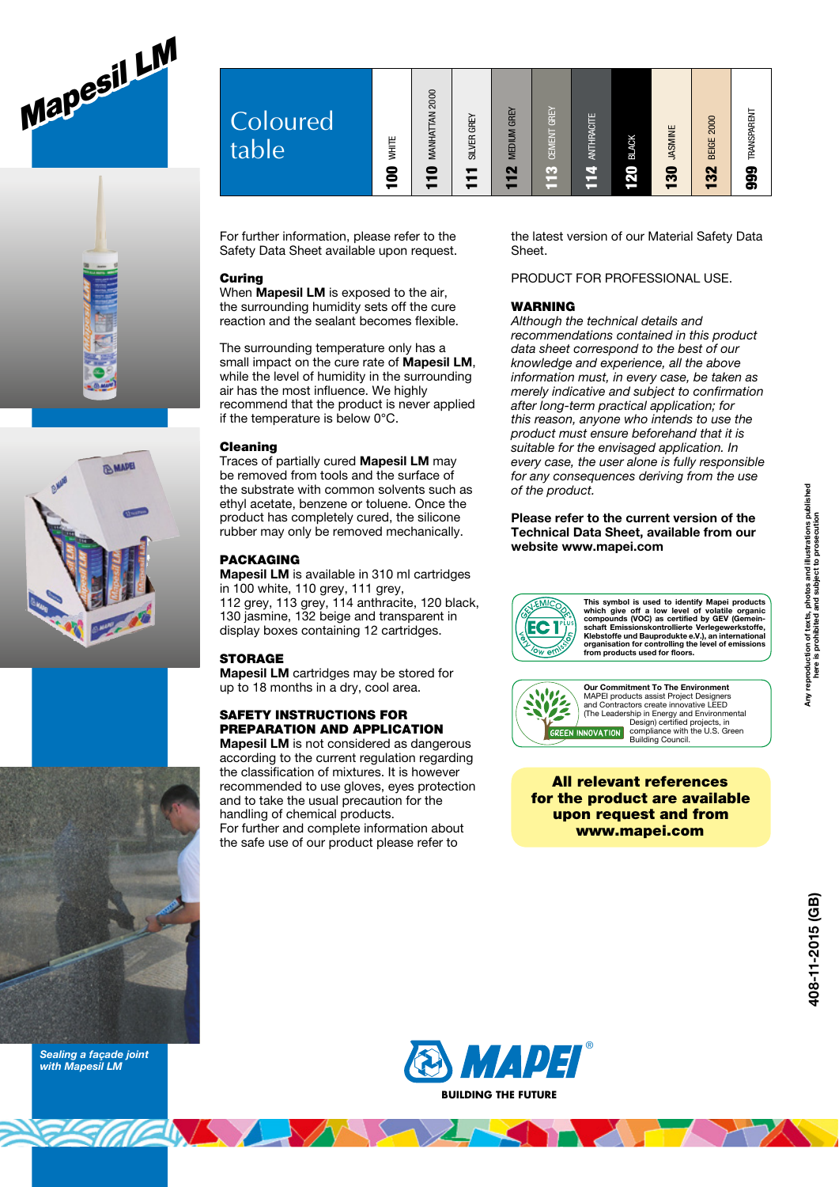# Mapesil LM

## Coloured table

| 100 WHITE | 110 MANHATTAN 2000 | 111 SILVER GREY | 112 MEDIUM GREY | 113 CEMENT GREY | 114 ANTHRACITE | 120 BLACK | 130 JASMINE | 132 BEIGE 2000 | 999 TRANSPARENT |
|---|---|---|---|---|---|---|---|---|---|

For further information, please refer to the Safety Data Sheet available upon request.

**Curing**
When **Mapesil LM** is exposed to the air, the surrounding humidity sets off the cure reaction and the sealant becomes flexible.

The surrounding temperature only has a small impact on the cure rate of **Mapesil LM**, while the level of humidity in the surrounding air has the most influence. We highly recommend that the product is never applied if the temperature is below 0°C.

**Cleaning**
Traces of partially cured **Mapesil LM** may be removed from tools and the surface of the substrate with common solvents such as ethyl acetate, benzene or toluene. Once the product has completely cured, the silicone rubber may only be removed mechanically.

**PACKAGING**
**Mapesil LM** is available in 310 ml cartridges in 100 white, 110 grey, 111 grey, 112 grey, 113 grey, 114 anthracite, 120 black, 130 jasmine, 132 beige and transparent in display boxes containing 12 cartridges.

**STORAGE**
**Mapesil LM** cartridges may be stored for up to 18 months in a dry, cool area.

**SAFETY INSTRUCTIONS FOR PREPARATION AND APPLICATION**
**Mapesil LM** is not considered as dangerous according to the current regulation regarding the classification of mixtures. It is however recommended to use gloves, eyes protection and to take the usual precaution for the handling of chemical products.
For further and complete information about the safe use of our product please refer to the latest version of our Material Safety Data Sheet.

PRODUCT FOR PROFESSIONAL USE.

**WARNING**
*Although the technical details and recommendations contained in this product data sheet correspond to the best of our knowledge and experience, all the above information must, in every case, be taken as merely indicative and subject to confirmation after long-term practical application; for this reason, anyone who intends to use the product must ensure beforehand that it is suitable for the envisaged application. In every case, the user alone is fully responsible for any consequences deriving from the use of the product.*

**Please refer to the current version of the Technical Data Sheet, available from our website www.mapei.com**

**This symbol is used to identify Mapei products which give off a low level of volatile organic compounds (VOC) as certified by GEV (Gemeinschaft Emissionskontrollierte Verlegewerkstoffe, Klebstoffe und Bauprodukte e.V.), an international organisation for controlling the level of emissions from products used for floors.**

**Our Commitment To The Environment**
MAPEI products assist Project Designers and Contractors create innovative LEED (The Leadership in Energy and Environmental Design) certified projects, in compliance with the U.S. Green Building Council.

**All relevant references for the product are available upon request and from www.mapei.com**

*Sealing a façade joint with Mapesil LM*

Any reproduction of texts, photos and illustrations published here is prohibited and subject to prosecution

408-11-2015 (GB)

MAPEI
BUILDING THE FUTURE